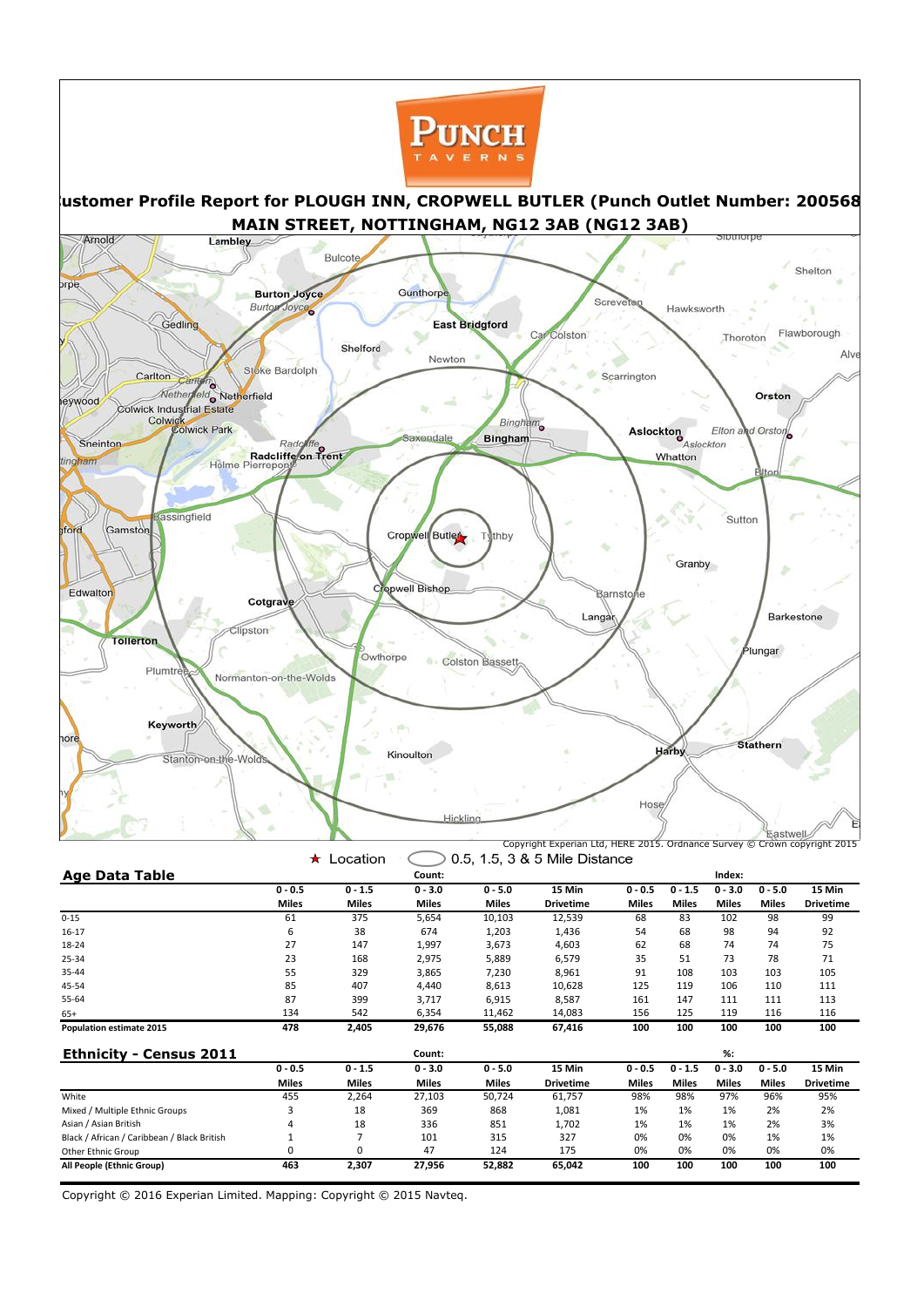PUNCH TAVERNS

## Customer Profile Report for PLOUGH INN, CROPWELL BUTLER (Punch Outlet Number: 200568 MAIN STREET, NOTTINGHAM, NG12 3AB (NG12 3AB)

Copyright Experian Ltd, HERE 2015. Ordnance Survey © Crown copyright 2015

★ Location ⬭ 0.5, 1.5, 3 & 5 Mile Distance

## Age Data Table

| | Count: 0 - 0.5 Miles | 0 - 1.5 Miles | 0 - 3.0 Miles | 0 - 5.0 Miles | 15 Min Drivetime | Index: 0 - 0.5 Miles | 0 - 1.5 Miles | 0 - 3.0 Miles | 0 - 5.0 Miles | 15 Min Drivetime |
|---|---|---|---|---|---|---|---|---|---|---|
| 0-15 | 61 | 375 | 5,654 | 10,103 | 12,539 | 68 | 83 | 102 | 98 | 99 |
| 16-17 | 6 | 38 | 674 | 1,203 | 1,436 | 54 | 68 | 98 | 94 | 92 |
| 18-24 | 27 | 147 | 1,997 | 3,673 | 4,603 | 62 | 68 | 74 | 74 | 75 |
| 25-34 | 23 | 168 | 2,975 | 5,889 | 6,579 | 35 | 51 | 73 | 78 | 71 |
| 35-44 | 55 | 329 | 3,865 | 7,230 | 8,961 | 91 | 108 | 103 | 103 | 105 |
| 45-54 | 85 | 407 | 4,440 | 8,613 | 10,628 | 125 | 119 | 106 | 110 | 111 |
| 55-64 | 87 | 399 | 3,717 | 6,915 | 8,587 | 161 | 147 | 111 | 111 | 113 |
| 65+ | 134 | 542 | 6,354 | 11,462 | 14,083 | 156 | 125 | 119 | 116 | 116 |
| **Population estimate 2015** | **478** | **2,405** | **29,676** | **55,088** | **67,416** | **100** | **100** | **100** | **100** | **100** |

## Ethnicity - Census 2011

| | Count: 0 - 0.5 Miles | 0 - 1.5 Miles | 0 - 3.0 Miles | 0 - 5.0 Miles | 15 Min Drivetime | %: 0 - 0.5 Miles | 0 - 1.5 Miles | 0 - 3.0 Miles | 0 - 5.0 Miles | 15 Min Drivetime |
|---|---|---|---|---|---|---|---|---|---|---|
| White | 455 | 2,264 | 27,103 | 50,724 | 61,757 | 98% | 98% | 97% | 96% | 95% |
| Mixed / Multiple Ethnic Groups | 3 | 18 | 369 | 868 | 1,081 | 1% | 1% | 1% | 2% | 2% |
| Asian / Asian British | 4 | 18 | 336 | 851 | 1,702 | 1% | 1% | 1% | 2% | 3% |
| Black / African / Caribbean / Black British | 1 | 7 | 101 | 315 | 327 | 0% | 0% | 0% | 1% | 1% |
| Other Ethnic Group | 0 | 0 | 47 | 124 | 175 | 0% | 0% | 0% | 0% | 0% |
| **All People (Ethnic Group)** | **463** | **2,307** | **27,956** | **52,882** | **65,042** | **100** | **100** | **100** | **100** | **100** |

Copyright © 2016 Experian Limited. Mapping: Copyright © 2015 Navteq.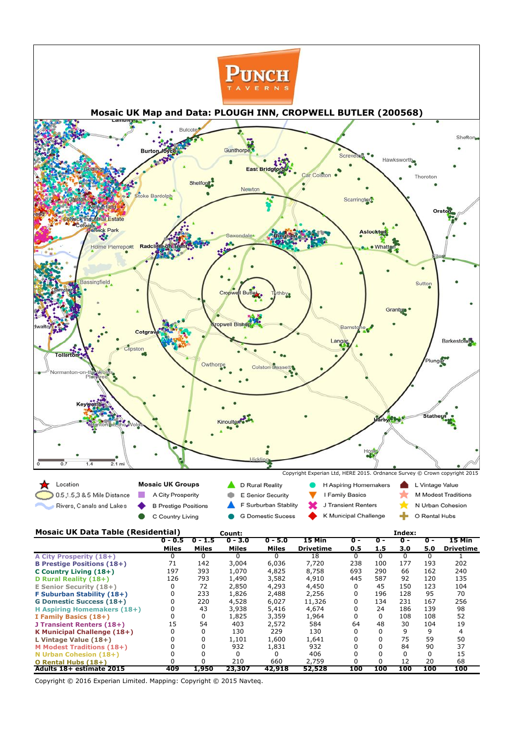PUNCH TAVERNS

## Mosaic UK Map and Data: PLOUGH INN, CROPWELL BUTLER (200568)

Copyright Experian Ltd, HERE 2015. Ordnance Survey © Crown copyright 2015

Location
0.5,1.5,3 & 5 Mile Distance
Rivers, Canals and Lakes

**Mosaic UK Groups**

- A City Prosperity
- B Prestige Positions
- C Country Living
- D Rural Reality
- E Senior Security
- F Surburban Stablity
- G Domestic Sucess
- H Aspiring Homemakers
- I Family Basics
- J Transient Renters
- K Municipal Challenge
- L Vintage Value
- M Modest Traditions
- N Urban Cohesion
- O Rental Hubs

### Mosaic UK Data Table (Residential)

| | Count: 0 - 0.5 Miles | 0 - 1.5 Miles | 0 - 3.0 Miles | 0 - 5.0 Miles | 15 Min Drivetime | Index: 0 - 0.5 | 0 - 1.5 | 0 - 3.0 | 0 - 5.0 | 15 Min Drivetime |
|---|---|---|---|---|---|---|---|---|---|---|
| A City Prosperity (18+) | 0 | 0 | 0 | 0 | 18 | 0 | 0 | 0 | 0 | 1 |
| B Prestige Positions (18+) | 71 | 142 | 3,004 | 6,036 | 7,720 | 238 | 100 | 177 | 193 | 202 |
| C Country Living (18+) | 197 | 393 | 1,070 | 4,825 | 8,758 | 693 | 290 | 66 | 162 | 240 |
| D Rural Reality (18+) | 126 | 793 | 1,490 | 3,582 | 4,910 | 445 | 587 | 92 | 120 | 135 |
| E Senior Security (18+) | 0 | 72 | 2,850 | 4,293 | 4,450 | 0 | 45 | 150 | 123 | 104 |
| F Suburban Stability (18+) | 0 | 233 | 1,826 | 2,488 | 2,256 | 0 | 196 | 128 | 95 | 70 |
| G Domestic Success (18+) | 0 | 220 | 4,528 | 6,027 | 11,326 | 0 | 134 | 231 | 167 | 256 |
| H Aspiring Homemakers (18+) | 0 | 43 | 3,938 | 5,416 | 4,674 | 0 | 24 | 186 | 139 | 98 |
| I Family Basics (18+) | 0 | 0 | 1,825 | 3,359 | 1,964 | 0 | 0 | 108 | 108 | 52 |
| J Transient Renters (18+) | 15 | 54 | 403 | 2,572 | 584 | 64 | 48 | 30 | 104 | 19 |
| K Municipal Challenge (18+) | 0 | 0 | 130 | 229 | 130 | 0 | 0 | 9 | 9 | 4 |
| L Vintage Value (18+) | 0 | 0 | 1,101 | 1,600 | 1,641 | 0 | 0 | 75 | 59 | 50 |
| M Modest Traditions (18+) | 0 | 0 | 932 | 1,831 | 932 | 0 | 0 | 84 | 90 | 37 |
| N Urban Cohesion (18+) | 0 | 0 | 0 | 0 | 406 | 0 | 0 | 0 | 0 | 15 |
| O Rental Hubs (18+) | 0 | 0 | 210 | 660 | 2,759 | 0 | 0 | 12 | 20 | 68 |
| **Adults 18+ estimate 2015** | **409** | **1,950** | **23,307** | **42,918** | **52,528** | **100** | **100** | **100** | **100** | **100** |

Copyright © 2016 Experian Limited. Mapping: Copyright © 2015 Navteq.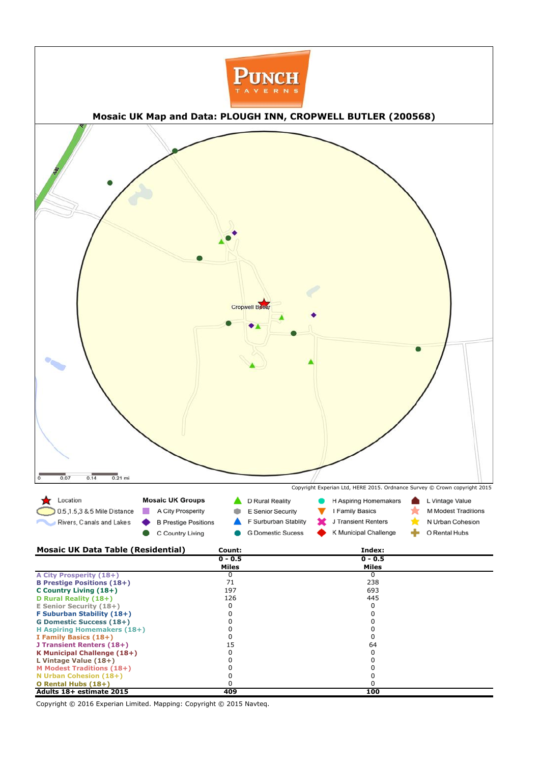PUNCH TAVERNS

## Mosaic UK Map and Data: PLOUGH INN, CROPWELL BUTLER (200568)

Cropwell Butler

0 0.07 0.14 0.21 mi

Copyright Experian Ltd, HERE 2015. Ordnance Survey © Crown copyright 2015

Location
0.5,1.5,3 & 5 Mile Distance
Rivers, Canals and Lakes

**Mosaic UK Groups**

- A City Prosperity
- B Prestige Positions
- C Country Living
- D Rural Reality
- E Senior Security
- F Surburban Stablity
- G Domestic Sucess
- H Aspiring Homemakers
- I Family Basics
- J Transient Renters
- K Municipal Challenge
- L Vintage Value
- M Modest Traditions
- N Urban Cohesion
- O Rental Hubs

| Mosaic UK Data Table (Residential) | Count: 0 - 0.5 Miles | Index: 0 - 0.5 Miles |
|---|---|---|
| A City Prosperity (18+) | 0 | 0 |
| B Prestige Positions (18+) | 71 | 238 |
| C Country Living (18+) | 197 | 693 |
| D Rural Reality (18+) | 126 | 445 |
| E Senior Security (18+) | 0 | 0 |
| F Suburban Stability (18+) | 0 | 0 |
| G Domestic Success (18+) | 0 | 0 |
| H Aspiring Homemakers (18+) | 0 | 0 |
| I Family Basics (18+) | 0 | 0 |
| J Transient Renters (18+) | 15 | 64 |
| K Municipal Challenge (18+) | 0 | 0 |
| L Vintage Value (18+) | 0 | 0 |
| M Modest Traditions (18+) | 0 | 0 |
| N Urban Cohesion (18+) | 0 | 0 |
| O Rental Hubs (18+) | 0 | 0 |
| **Adults 18+ estimate 2015** | **409** | **100** |

Copyright © 2016 Experian Limited. Mapping: Copyright © 2015 Navteq.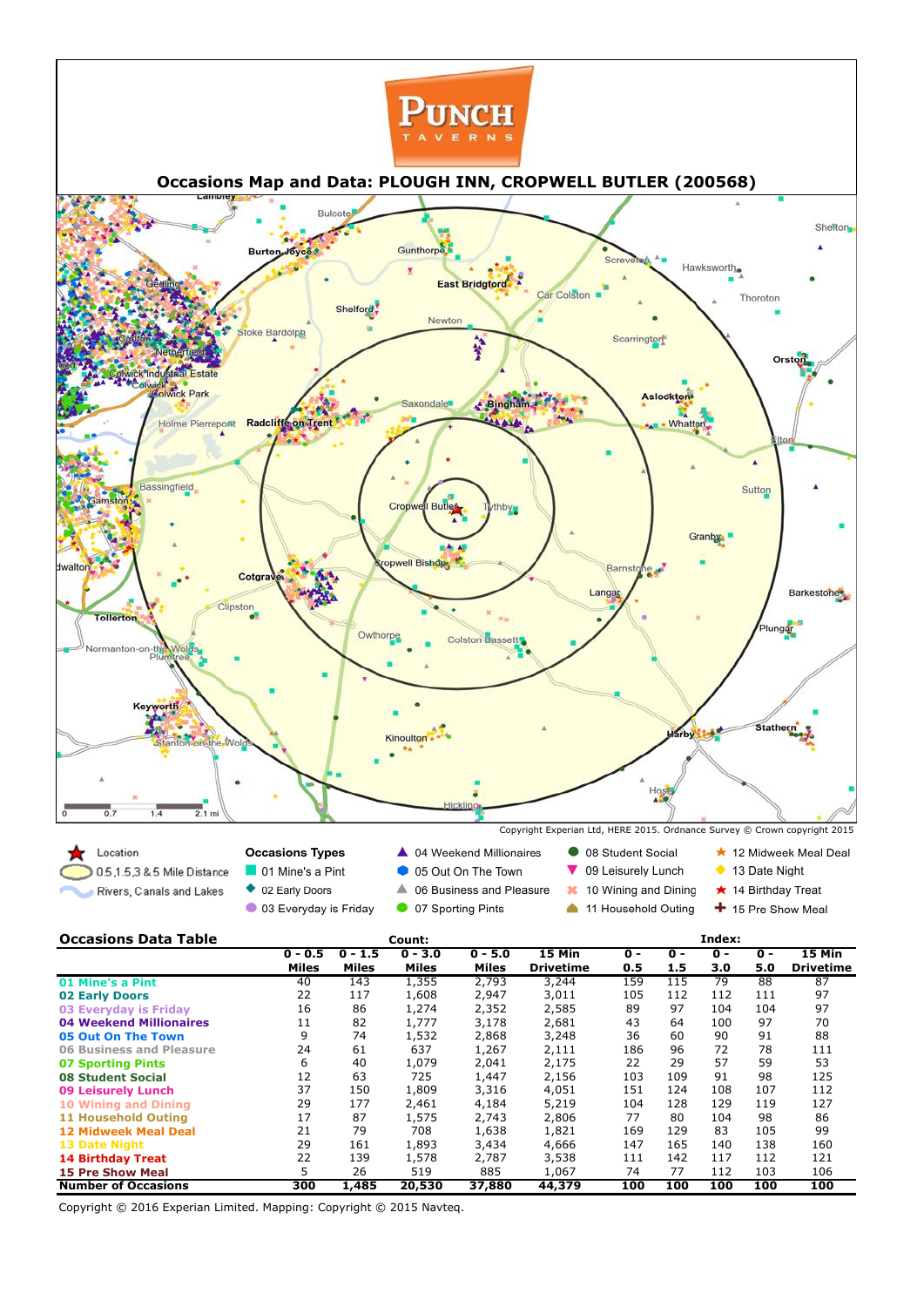PUNCH TAVERNS

# Occasions Map and Data: PLOUGH INN, CROPWELL BUTLER (200568)

Copyright Experian Ltd, HERE 2015. Ordnance Survey © Crown copyright 2015

Location
0.5,1.5,3 & 5 Mile Distance
Rivers, Canals and Lakes

**Occasions Types**
- 01 Mine's a Pint
- 02 Early Doors
- 03 Everyday is Friday
- 04 Weekend Millionaires
- 05 Out On The Town
- 06 Business and Pleasure
- 07 Sporting Pints
- 08 Student Social
- 09 Leisurely Lunch
- 10 Wining and Dining
- 11 Household Outing
- 12 Midweek Meal Deal
- 13 Date Night
- 14 Birthday Treat
- 15 Pre Show Meal

## Occasions Data Table

| | Count: | | | | | Index: | | | | |
|---|---|---|---|---|---|---|---|---|---|---|
| | 0 - 0.5 Miles | 0 - 1.5 Miles | 0 - 3.0 Miles | 0 - 5.0 Miles | 15 Min Drivetime | 0 - 0.5 | 0 - 1.5 | 0 - 3.0 | 0 - 5.0 | 15 Min Drivetime |
| **01 Mine's a Pint** | 40 | 143 | 1,355 | 2,793 | 3,244 | 159 | 115 | 79 | 88 | 87 |
| **02 Early Doors** | 22 | 117 | 1,608 | 2,947 | 3,011 | 105 | 112 | 112 | 111 | 97 |
| **03 Everyday is Friday** | 16 | 86 | 1,274 | 2,352 | 2,585 | 89 | 97 | 104 | 104 | 97 |
| **04 Weekend Millionaires** | 11 | 82 | 1,777 | 3,178 | 2,681 | 43 | 64 | 100 | 97 | 70 |
| **05 Out On The Town** | 9 | 74 | 1,532 | 2,868 | 3,248 | 36 | 60 | 90 | 91 | 88 |
| **06 Business and Pleasure** | 24 | 61 | 637 | 1,267 | 2,111 | 186 | 96 | 72 | 78 | 111 |
| **07 Sporting Pints** | 6 | 40 | 1,079 | 2,041 | 2,175 | 22 | 29 | 57 | 59 | 53 |
| **08 Student Social** | 12 | 63 | 725 | 1,447 | 2,156 | 103 | 109 | 91 | 98 | 125 |
| **09 Leisurely Lunch** | 37 | 150 | 1,809 | 3,316 | 4,051 | 151 | 124 | 108 | 107 | 112 |
| **10 Wining and Dining** | 29 | 177 | 2,461 | 4,184 | 5,219 | 104 | 128 | 129 | 119 | 127 |
| **11 Household Outing** | 17 | 87 | 1,575 | 2,743 | 2,806 | 77 | 80 | 104 | 98 | 86 |
| **12 Midweek Meal Deal** | 21 | 79 | 708 | 1,638 | 1,821 | 169 | 129 | 83 | 105 | 99 |
| **13 Date Night** | 29 | 161 | 1,893 | 3,434 | 4,666 | 147 | 165 | 140 | 138 | 160 |
| **14 Birthday Treat** | 22 | 139 | 1,578 | 2,787 | 3,538 | 111 | 142 | 117 | 112 | 121 |
| **15 Pre Show Meal** | 5 | 26 | 519 | 885 | 1,067 | 74 | 77 | 112 | 103 | 106 |
| **Number of Occasions** | **300** | **1,485** | **20,530** | **37,880** | **44,379** | **100** | **100** | **100** | **100** | **100** |

Copyright © 2016 Experian Limited. Mapping: Copyright © 2015 Navteq.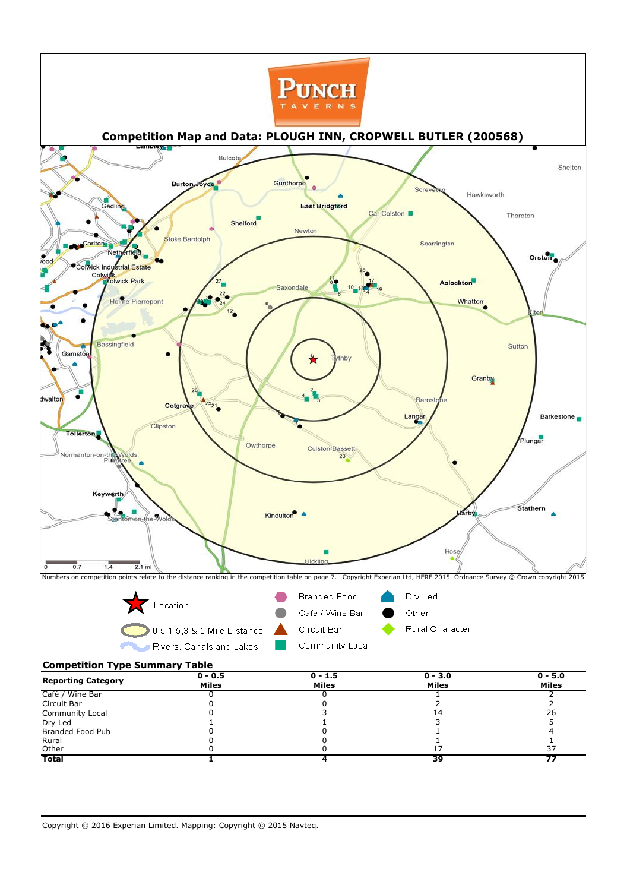PUNCH TAVERNS

## Competition Map and Data: PLOUGH INN, CROPWELL BUTLER (200568)

Numbers on competition points relate to the distance ranking in the competition table on page 7. Copyright Experian Ltd, HERE 2015. Ordnance Survey © Crown copyright 2015

Location | 0.5,1,1.5,3 & 5 Mile Distance | Rivers, Canals and Lakes | Branded Food | Cafe / Wine Bar | Circuit Bar | Community Local | Dry Led | Other | Rural Character

### Competition Type Summary Table

| Reporting Category | 0 - 0.5 Miles | 0 - 1.5 Miles | 0 - 3.0 Miles | 0 - 5.0 Miles |
|---|---|---|---|---|
| Café / Wine Bar | 0 | 0 | 1 | 2 |
| Circuit Bar | 0 | 0 | 2 | 2 |
| Community Local | 0 | 3 | 14 | 26 |
| Dry Led | 1 | 1 | 3 | 5 |
| Branded Food Pub | 0 | 0 | 1 | 4 |
| Rural | 0 | 0 | 1 | 1 |
| Other | 0 | 0 | 17 | 37 |
| **Total** | **1** | **4** | **39** | **77** |

Copyright © 2016 Experian Limited. Mapping: Copyright © 2015 Navteq.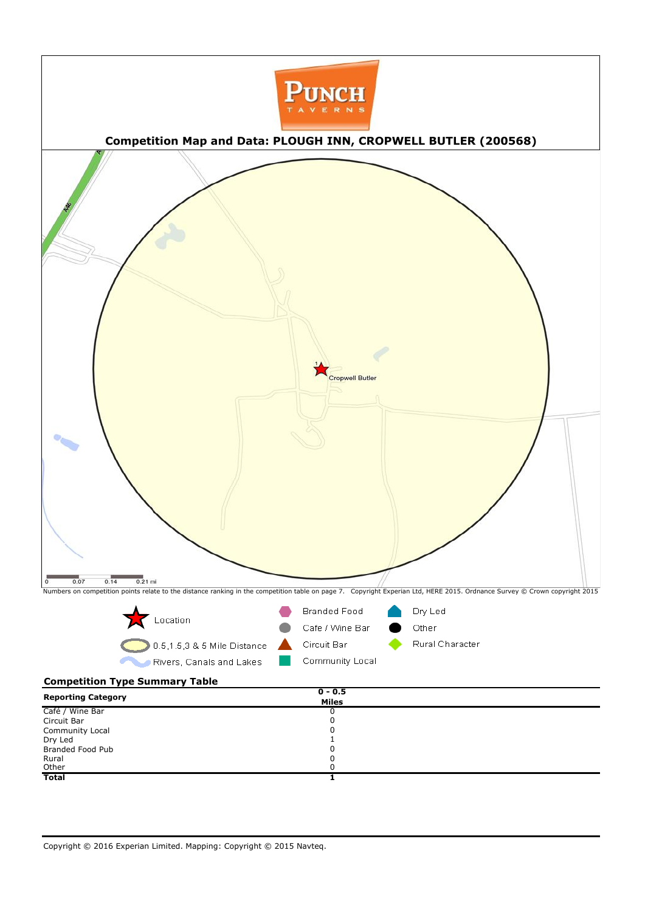PUNCH TAVERNS

## Competition Map and Data: PLOUGH INN, CROPWELL BUTLER (200568)

A46

1

Cropwell Butler

0 0.07 0.14 0.21 mi

Numbers on competition points relate to the distance ranking in the competition table on page 7. Copyright Experian Ltd, HERE 2015. Ordnance Survey © Crown copyright 2015

Location

0.5,1.5,3 & 5 Mile Distance

Rivers, Canals and Lakes

Branded Food

Cafe / Wine Bar

Circuit Bar

Community Local

Dry Led

Other

Rural Character

### Competition Type Summary Table

| Reporting Category | 0 - 0.5 Miles |
|---|---|
| Café / Wine Bar | 0 |
| Circuit Bar | 0 |
| Community Local | 0 |
| Dry Led | 1 |
| Branded Food Pub | 0 |
| Rural | 0 |
| Other | 0 |
| **Total** | **1** |

Copyright © 2016 Experian Limited. Mapping: Copyright © 2015 Navteq.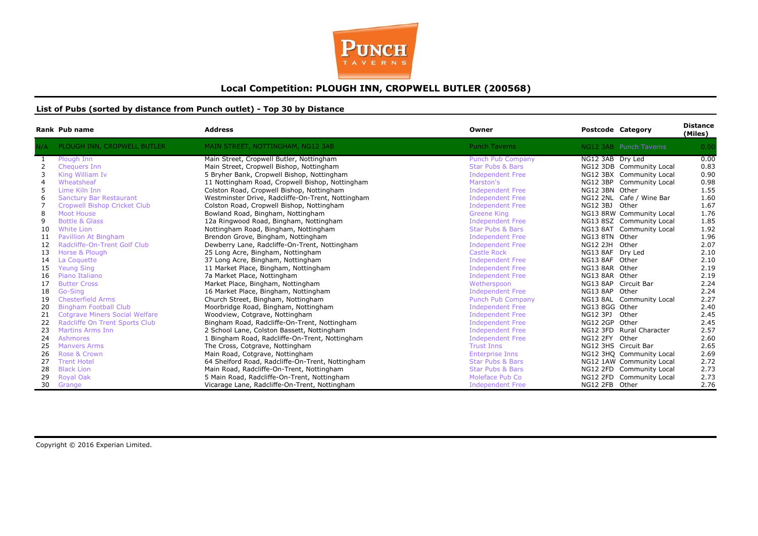PUNCH TAVERNS

# Local Competition: PLOUGH INN, CROPWELL BUTLER (200568)

## List of Pubs (sorted by distance from Punch outlet) - Top 30 by Distance

| Rank | Pub name | Address | Owner | Postcode | Category | Distance (Miles) |
|---|---|---|---|---|---|---|
| N/A | PLOUGH INN, CROPWELL BUTLER | MAIN STREET, NOTTINGHAM, NG12 3AB | Punch Taverns | NG12 3AB | Punch Taverns | 0.00 |
| 1 | Plough Inn | Main Street, Cropwell Butler, Nottingham | Punch Pub Company | NG12 3AB | Dry Led | 0.00 |
| 2 | Chequers Inn | Main Street, Cropwell Bishop, Nottingham | Star Pubs & Bars | NG12 3DB | Community Local | 0.83 |
| 3 | King William Iv | 5 Bryher Bank, Cropwell Bishop, Nottingham | Independent Free | NG12 3BX | Community Local | 0.90 |
| 4 | Wheatsheaf | 11 Nottingham Road, Cropwell Bishop, Nottingham | Marston's | NG12 3BP | Community Local | 0.98 |
| 5 | Lime Kiln Inn | Colston Road, Cropwell Bishop, Nottingham | Independent Free | NG12 3BN | Other | 1.55 |
| 6 | Sanctury Bar Restaurant | Westminster Drive, Radcliffe-On-Trent, Nottingham | Independent Free | NG12 2NL | Cafe / Wine Bar | 1.60 |
| 7 | Cropwell Bishop Cricket Club | Colston Road, Cropwell Bishop, Nottingham | Independent Free | NG12 3BJ | Other | 1.67 |
| 8 | Moot House | Bowland Road, Bingham, Nottingham | Greene King | NG13 8RW | Community Local | 1.76 |
| 9 | Bottle & Glass | 12a Ringwood Road, Bingham, Nottingham | Independent Free | NG13 8SZ | Community Local | 1.85 |
| 10 | White Lion | Nottingham Road, Bingham, Nottingham | Star Pubs & Bars | NG13 8AT | Community Local | 1.92 |
| 11 | Pavillion At Bingham | Brendon Grove, Bingham, Nottingham | Independent Free | NG13 8TN | Other | 1.96 |
| 12 | Radcliffe-On-Trent Golf Club | Dewberry Lane, Radcliffe-On-Trent, Nottingham | Independent Free | NG12 2JH | Other | 2.07 |
| 13 | Horse & Plough | 25 Long Acre, Bingham, Nottingham | Castle Rock | NG13 8AF | Dry Led | 2.10 |
| 14 | La Coquette | 37 Long Acre, Bingham, Nottingham | Independent Free | NG13 8AF | Other | 2.10 |
| 15 | Yeung Sing | 11 Market Place, Bingham, Nottingham | Independent Free | NG13 8AR | Other | 2.19 |
| 16 | Piano Italiano | 7a Market Place, Nottingham | Independent Free | NG13 8AR | Other | 2.19 |
| 17 | Butter Cross | Market Place, Bingham, Nottingham | Wetherspoon | NG13 8AP | Circuit Bar | 2.24 |
| 18 | Go-Sing | 16 Market Place, Bingham, Nottingham | Independent Free | NG13 8AP | Other | 2.24 |
| 19 | Chesterfield Arms | Church Street, Bingham, Nottingham | Punch Pub Company | NG13 8AL | Community Local | 2.27 |
| 20 | Bingham Football Club | Moorbridge Road, Bingham, Nottingham | Independent Free | NG13 8GG | Other | 2.40 |
| 21 | Cotgrave Miners Social Welfare | Woodview, Cotgrave, Nottingham | Independent Free | NG12 3PJ | Other | 2.45 |
| 22 | Radcliffe On Trent Sports Club | Bingham Road, Radcliffe-On-Trent, Nottingham | Independent Free | NG12 2GP | Other | 2.45 |
| 23 | Martins Arms Inn | 2 School Lane, Colston Bassett, Nottingham | Independent Free | NG12 3FD | Rural Character | 2.57 |
| 24 | Ashmores | 1 Bingham Road, Radcliffe-On-Trent, Nottingham | Independent Free | NG12 2FY | Other | 2.60 |
| 25 | Manvers Arms | The Cross, Cotgrave, Nottingham | Trust Inns | NG12 3HS | Circuit Bar | 2.65 |
| 26 | Rose & Crown | Main Road, Cotgrave, Nottingham | Enterprise Inns | NG12 3HQ | Community Local | 2.69 |
| 27 | Trent Hotel | 64 Shelford Road, Radcliffe-On-Trent, Nottingham | Star Pubs & Bars | NG12 1AW | Community Local | 2.72 |
| 28 | Black Lion | Main Road, Radcliffe-On-Trent, Nottingham | Star Pubs & Bars | NG12 2FD | Community Local | 2.73 |
| 29 | Royal Oak | 5 Main Road, Radcliffe-On-Trent, Nottingham | Moleface Pub Co | NG12 2FD | Community Local | 2.73 |
| 30 | Grange | Vicarage Lane, Radcliffe-On-Trent, Nottingham | Independent Free | NG12 2FB | Other | 2.76 |

Copyright © 2016 Experian Limited.